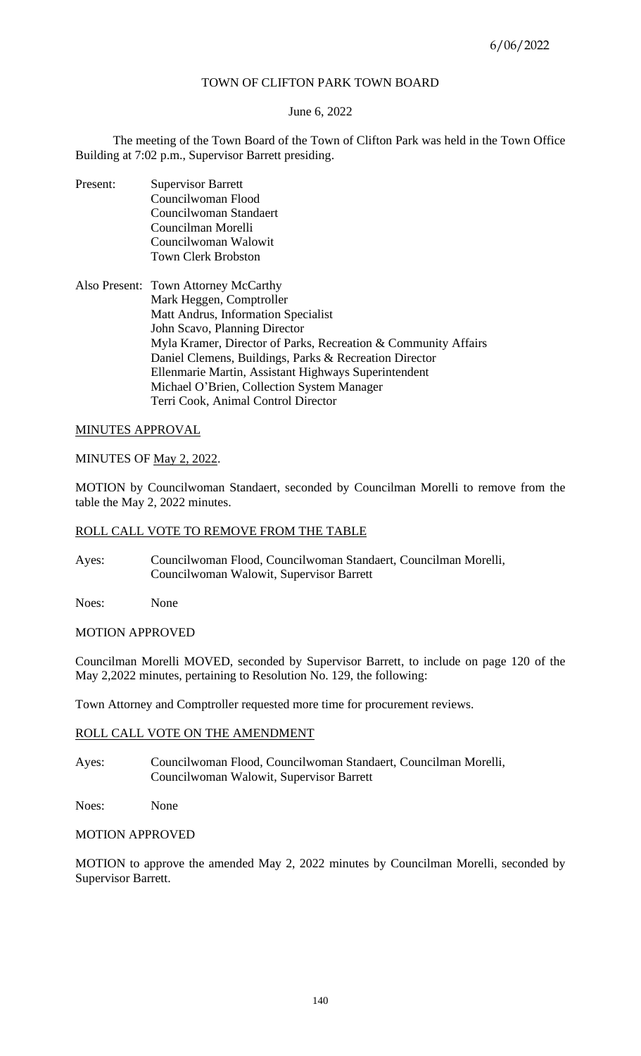TOWN OF CLIFTON PARK TOWN BOARD

June 6, 2022

The meeting of the Town Board of the Town of Clifton Park was held in the Town Office Building at 7:02 p.m., Supervisor Barrett presiding.

Present: Supervisor Barrett
Councilwoman Flood
Councilwoman Standaert
Councilman Morelli
Councilwoman Walowit
Town Clerk Brobston

Also Present: Town Attorney McCarthy
Mark Heggen, Comptroller
Matt Andrus, Information Specialist
John Scavo, Planning Director
Myla Kramer, Director of Parks, Recreation & Community Affairs
Daniel Clemens, Buildings, Parks & Recreation Director
Ellenmarie Martin, Assistant Highways Superintendent
Michael O'Brien, Collection System Manager
Terri Cook, Animal Control Director

MINUTES APPROVAL

MINUTES OF May 2, 2022.

MOTION by Councilwoman Standaert, seconded by Councilman Morelli to remove from the table the May 2, 2022 minutes.

ROLL CALL VOTE TO REMOVE FROM THE TABLE

Ayes: Councilwoman Flood, Councilwoman Standaert, Councilman Morelli, Councilwoman Walowit, Supervisor Barrett

Noes: None

MOTION APPROVED

Councilman Morelli MOVED, seconded by Supervisor Barrett, to include on page 120 of the May 2,2022 minutes, pertaining to Resolution No. 129, the following:

Town Attorney and Comptroller requested more time for procurement reviews.

ROLL CALL VOTE ON THE AMENDMENT

Ayes: Councilwoman Flood, Councilwoman Standaert, Councilman Morelli, Councilwoman Walowit, Supervisor Barrett

Noes: None

MOTION APPROVED

MOTION to approve the amended May 2, 2022 minutes by Councilman Morelli, seconded by Supervisor Barrett.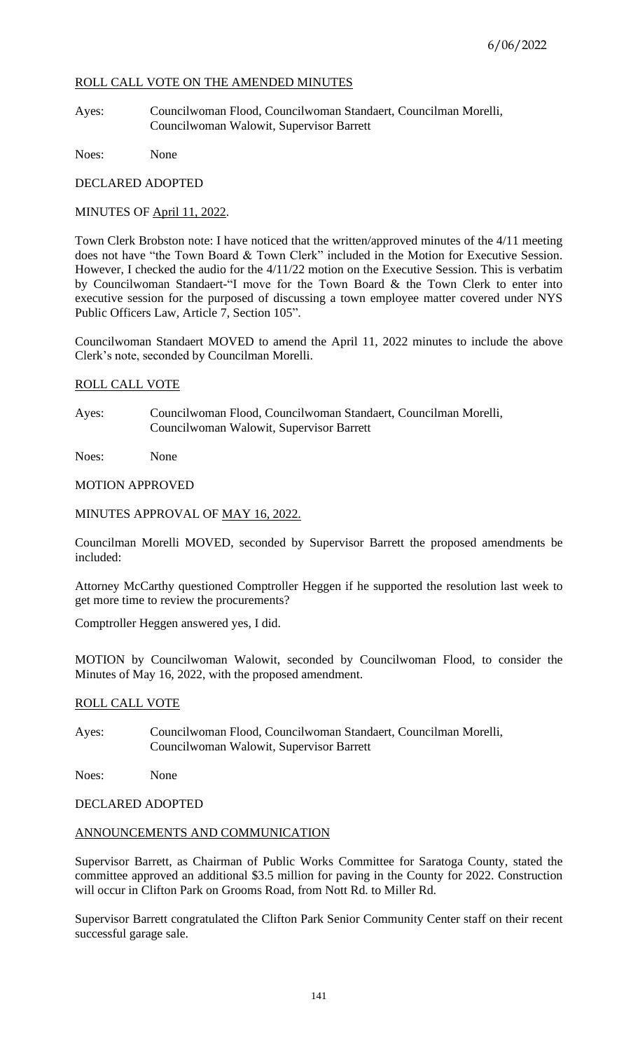ROLL CALL VOTE ON THE AMENDED MINUTES

Ayes: Councilwoman Flood, Councilwoman Standaert, Councilman Morelli, Councilwoman Walowit, Supervisor Barrett

Noes: None

DECLARED ADOPTED

MINUTES OF April 11, 2022.

Town Clerk Brobston note: I have noticed that the written/approved minutes of the 4/11 meeting does not have "the Town Board & Town Clerk" included in the Motion for Executive Session. However, I checked the audio for the 4/11/22 motion on the Executive Session. This is verbatim by Councilwoman Standaert-"I move for the Town Board & the Town Clerk to enter into executive session for the purposed of discussing a town employee matter covered under NYS Public Officers Law, Article 7, Section 105".

Councilwoman Standaert MOVED to amend the April 11, 2022 minutes to include the above Clerk's note, seconded by Councilman Morelli.

ROLL CALL VOTE

Ayes: Councilwoman Flood, Councilwoman Standaert, Councilman Morelli, Councilwoman Walowit, Supervisor Barrett

Noes: None

MOTION APPROVED

MINUTES APPROVAL OF MAY 16, 2022.

Councilman Morelli MOVED, seconded by Supervisor Barrett the proposed amendments be included:

Attorney McCarthy questioned Comptroller Heggen if he supported the resolution last week to get more time to review the procurements?

Comptroller Heggen answered yes, I did.

MOTION by Councilwoman Walowit, seconded by Councilwoman Flood, to consider the Minutes of May 16, 2022, with the proposed amendment.

ROLL CALL VOTE

Ayes: Councilwoman Flood, Councilwoman Standaert, Councilman Morelli, Councilwoman Walowit, Supervisor Barrett

Noes: None

DECLARED ADOPTED

ANNOUNCEMENTS AND COMMUNICATION

Supervisor Barrett, as Chairman of Public Works Committee for Saratoga County, stated the committee approved an additional $3.5 million for paving in the County for 2022. Construction will occur in Clifton Park on Grooms Road, from Nott Rd. to Miller Rd.

Supervisor Barrett congratulated the Clifton Park Senior Community Center staff on their recent successful garage sale.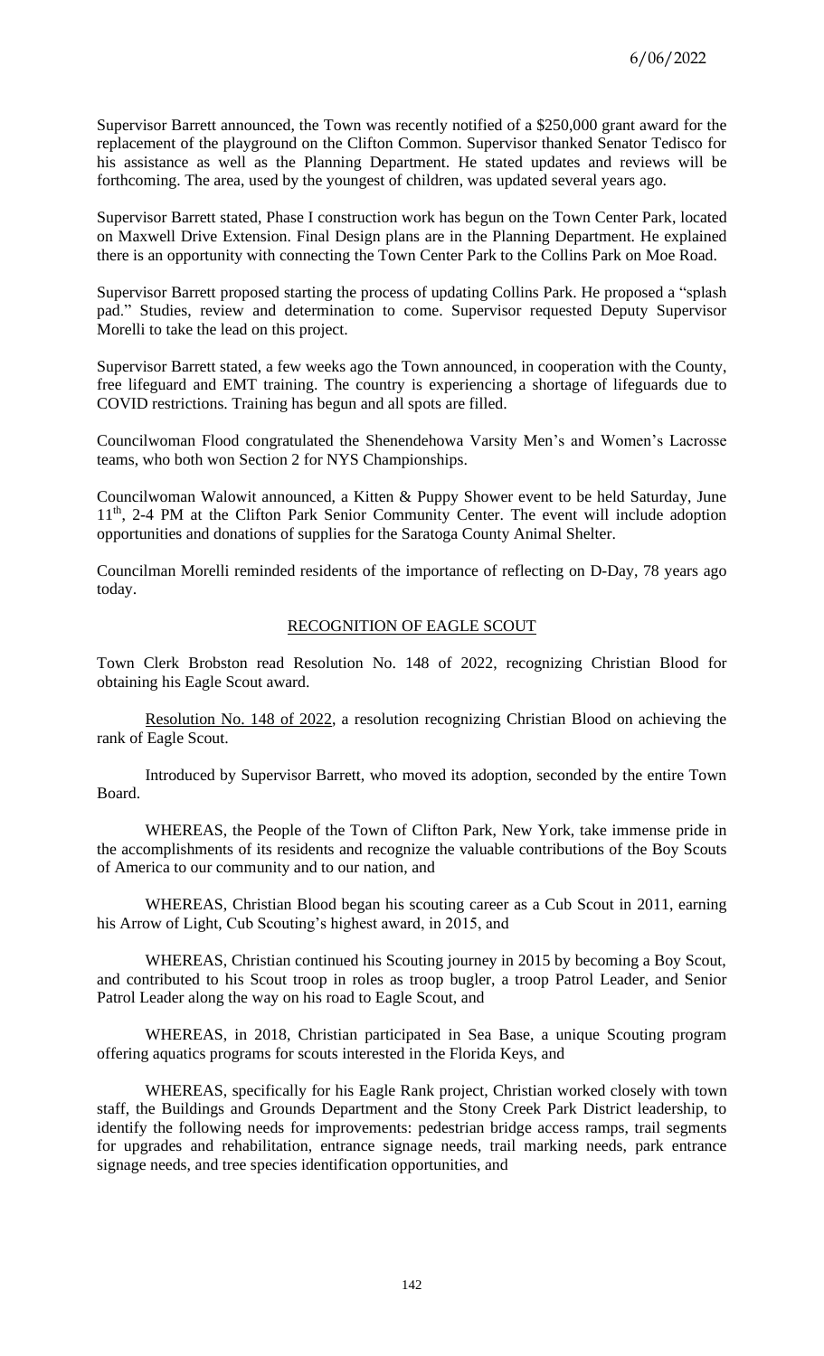Supervisor Barrett announced, the Town was recently notified of a $250,000 grant award for the replacement of the playground on the Clifton Common. Supervisor thanked Senator Tedisco for his assistance as well as the Planning Department. He stated updates and reviews will be forthcoming. The area, used by the youngest of children, was updated several years ago.

Supervisor Barrett stated, Phase I construction work has begun on the Town Center Park, located on Maxwell Drive Extension. Final Design plans are in the Planning Department. He explained there is an opportunity with connecting the Town Center Park to the Collins Park on Moe Road.

Supervisor Barrett proposed starting the process of updating Collins Park. He proposed a "splash pad." Studies, review and determination to come. Supervisor requested Deputy Supervisor Morelli to take the lead on this project.

Supervisor Barrett stated, a few weeks ago the Town announced, in cooperation with the County, free lifeguard and EMT training. The country is experiencing a shortage of lifeguards due to COVID restrictions. Training has begun and all spots are filled.

Councilwoman Flood congratulated the Shenendehowa Varsity Men's and Women's Lacrosse teams, who both won Section 2 for NYS Championships.

Councilwoman Walowit announced, a Kitten & Puppy Shower event to be held Saturday, June 11th, 2-4 PM at the Clifton Park Senior Community Center. The event will include adoption opportunities and donations of supplies for the Saratoga County Animal Shelter.

Councilman Morelli reminded residents of the importance of reflecting on D-Day, 78 years ago today.

## RECOGNITION OF EAGLE SCOUT

Town Clerk Brobston read Resolution No. 148 of 2022, recognizing Christian Blood for obtaining his Eagle Scout award.

Resolution No. 148 of 2022, a resolution recognizing Christian Blood on achieving the rank of Eagle Scout.

Introduced by Supervisor Barrett, who moved its adoption, seconded by the entire Town Board.

WHEREAS, the People of the Town of Clifton Park, New York, take immense pride in the accomplishments of its residents and recognize the valuable contributions of the Boy Scouts of America to our community and to our nation, and

WHEREAS, Christian Blood began his scouting career as a Cub Scout in 2011, earning his Arrow of Light, Cub Scouting's highest award, in 2015, and

WHEREAS, Christian continued his Scouting journey in 2015 by becoming a Boy Scout, and contributed to his Scout troop in roles as troop bugler, a troop Patrol Leader, and Senior Patrol Leader along the way on his road to Eagle Scout, and

WHEREAS, in 2018, Christian participated in Sea Base, a unique Scouting program offering aquatics programs for scouts interested in the Florida Keys, and

WHEREAS, specifically for his Eagle Rank project, Christian worked closely with town staff, the Buildings and Grounds Department and the Stony Creek Park District leadership, to identify the following needs for improvements: pedestrian bridge access ramps, trail segments for upgrades and rehabilitation, entrance signage needs, trail marking needs, park entrance signage needs, and tree species identification opportunities, and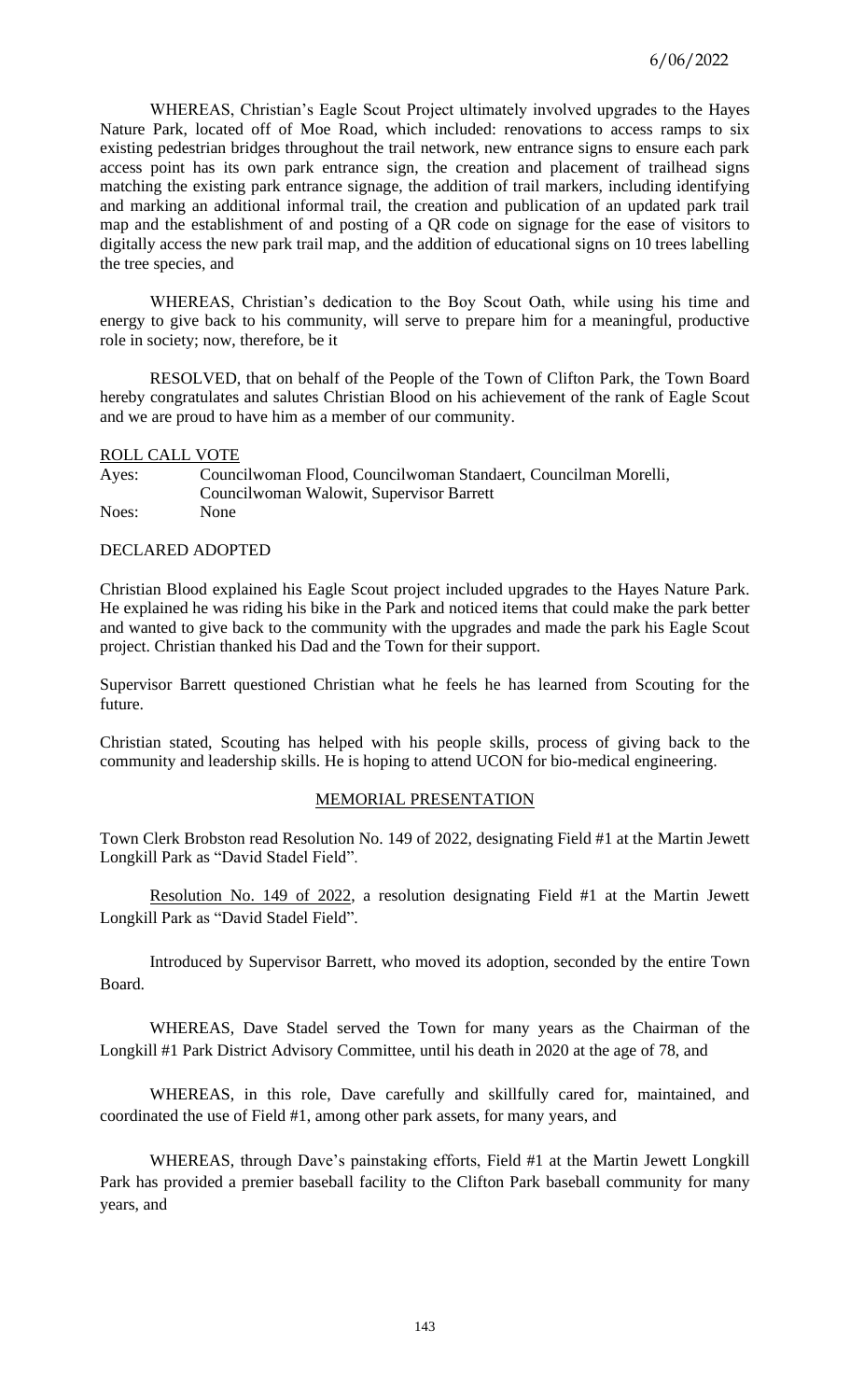WHEREAS, Christian's Eagle Scout Project ultimately involved upgrades to the Hayes Nature Park, located off of Moe Road, which included: renovations to access ramps to six existing pedestrian bridges throughout the trail network, new entrance signs to ensure each park access point has its own park entrance sign, the creation and placement of trailhead signs matching the existing park entrance signage, the addition of trail markers, including identifying and marking an additional informal trail, the creation and publication of an updated park trail map and the establishment of and posting of a QR code on signage for the ease of visitors to digitally access the new park trail map, and the addition of educational signs on 10 trees labelling the tree species, and

WHEREAS, Christian's dedication to the Boy Scout Oath, while using his time and energy to give back to his community, will serve to prepare him for a meaningful, productive role in society; now, therefore, be it

RESOLVED, that on behalf of the People of the Town of Clifton Park, the Town Board hereby congratulates and salutes Christian Blood on his achievement of the rank of Eagle Scout and we are proud to have him as a member of our community.

ROLL CALL VOTE

Ayes: Councilwoman Flood, Councilwoman Standaert, Councilman Morelli, Councilwoman Walowit, Supervisor Barrett

Noes: None

DECLARED ADOPTED

Christian Blood explained his Eagle Scout project included upgrades to the Hayes Nature Park. He explained he was riding his bike in the Park and noticed items that could make the park better and wanted to give back to the community with the upgrades and made the park his Eagle Scout project. Christian thanked his Dad and the Town for their support.

Supervisor Barrett questioned Christian what he feels he has learned from Scouting for the future.

Christian stated, Scouting has helped with his people skills, process of giving back to the community and leadership skills. He is hoping to attend UCON for bio-medical engineering.

## MEMORIAL PRESENTATION

Town Clerk Brobston read Resolution No. 149 of 2022, designating Field #1 at the Martin Jewett Longkill Park as "David Stadel Field".

Resolution No. 149 of 2022, a resolution designating Field #1 at the Martin Jewett Longkill Park as "David Stadel Field".

Introduced by Supervisor Barrett, who moved its adoption, seconded by the entire Town Board.

WHEREAS, Dave Stadel served the Town for many years as the Chairman of the Longkill #1 Park District Advisory Committee, until his death in 2020 at the age of 78, and

WHEREAS, in this role, Dave carefully and skillfully cared for, maintained, and coordinated the use of Field #1, among other park assets, for many years, and

WHEREAS, through Dave's painstaking efforts, Field #1 at the Martin Jewett Longkill Park has provided a premier baseball facility to the Clifton Park baseball community for many years, and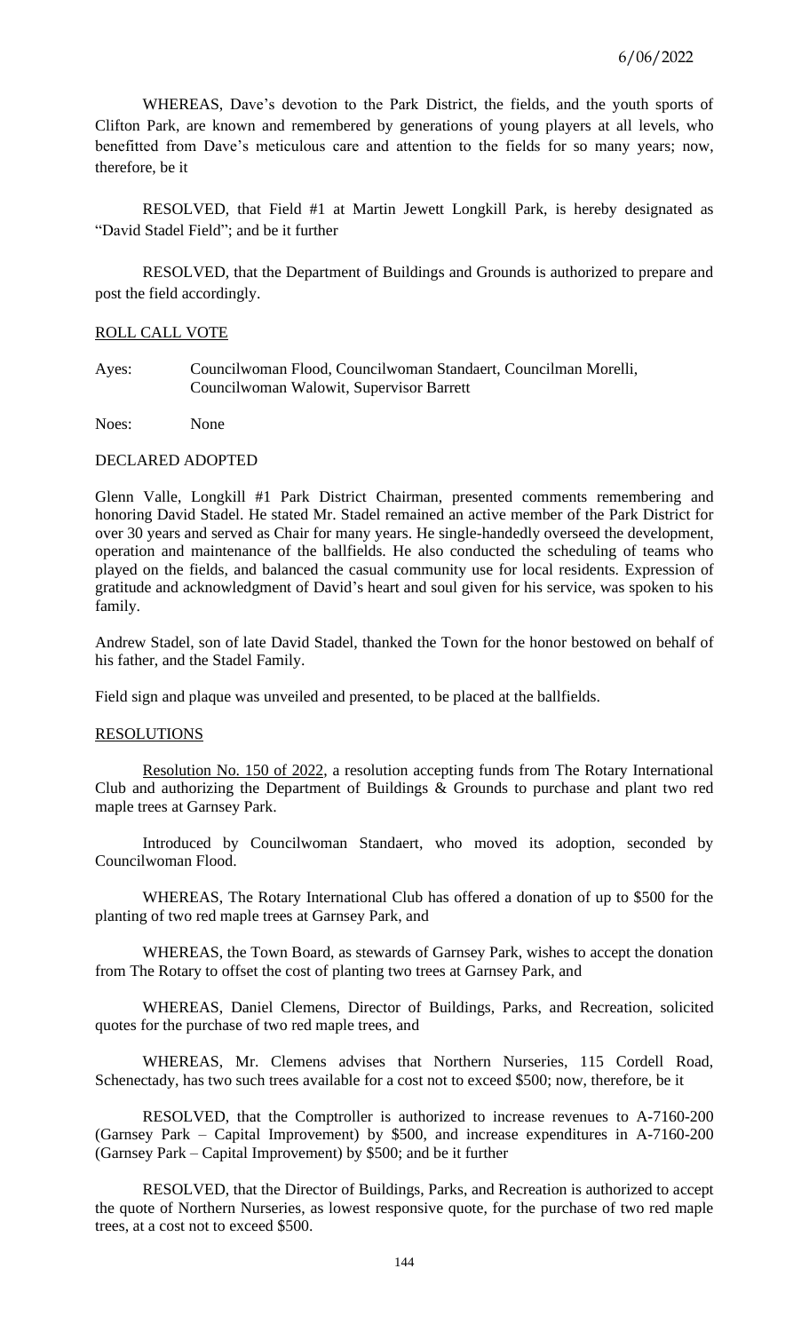WHEREAS, Dave's devotion to the Park District, the fields, and the youth sports of Clifton Park, are known and remembered by generations of young players at all levels, who benefitted from Dave's meticulous care and attention to the fields for so many years; now, therefore, be it

RESOLVED, that Field #1 at Martin Jewett Longkill Park, is hereby designated as "David Stadel Field"; and be it further

RESOLVED, that the Department of Buildings and Grounds is authorized to prepare and post the field accordingly.

ROLL CALL VOTE

Ayes: Councilwoman Flood, Councilwoman Standaert, Councilman Morelli, Councilwoman Walowit, Supervisor Barrett

Noes: None

DECLARED ADOPTED

Glenn Valle, Longkill #1 Park District Chairman, presented comments remembering and honoring David Stadel. He stated Mr. Stadel remained an active member of the Park District for over 30 years and served as Chair for many years. He single-handedly overseed the development, operation and maintenance of the ballfields. He also conducted the scheduling of teams who played on the fields, and balanced the casual community use for local residents. Expression of gratitude and acknowledgment of David's heart and soul given for his service, was spoken to his family.

Andrew Stadel, son of late David Stadel, thanked the Town for the honor bestowed on behalf of his father, and the Stadel Family.

Field sign and plaque was unveiled and presented, to be placed at the ballfields.

RESOLUTIONS

Resolution No. 150 of 2022, a resolution accepting funds from The Rotary International Club and authorizing the Department of Buildings & Grounds to purchase and plant two red maple trees at Garnsey Park.

Introduced by Councilwoman Standaert, who moved its adoption, seconded by Councilwoman Flood.

WHEREAS, The Rotary International Club has offered a donation of up to $500 for the planting of two red maple trees at Garnsey Park, and

WHEREAS, the Town Board, as stewards of Garnsey Park, wishes to accept the donation from The Rotary to offset the cost of planting two trees at Garnsey Park, and

WHEREAS, Daniel Clemens, Director of Buildings, Parks, and Recreation, solicited quotes for the purchase of two red maple trees, and

WHEREAS, Mr. Clemens advises that Northern Nurseries, 115 Cordell Road, Schenectady, has two such trees available for a cost not to exceed $500; now, therefore, be it

RESOLVED, that the Comptroller is authorized to increase revenues to A-7160-200 (Garnsey Park – Capital Improvement) by $500, and increase expenditures in A-7160-200 (Garnsey Park – Capital Improvement) by $500; and be it further

RESOLVED, that the Director of Buildings, Parks, and Recreation is authorized to accept the quote of Northern Nurseries, as lowest responsive quote, for the purchase of two red maple trees, at a cost not to exceed $500.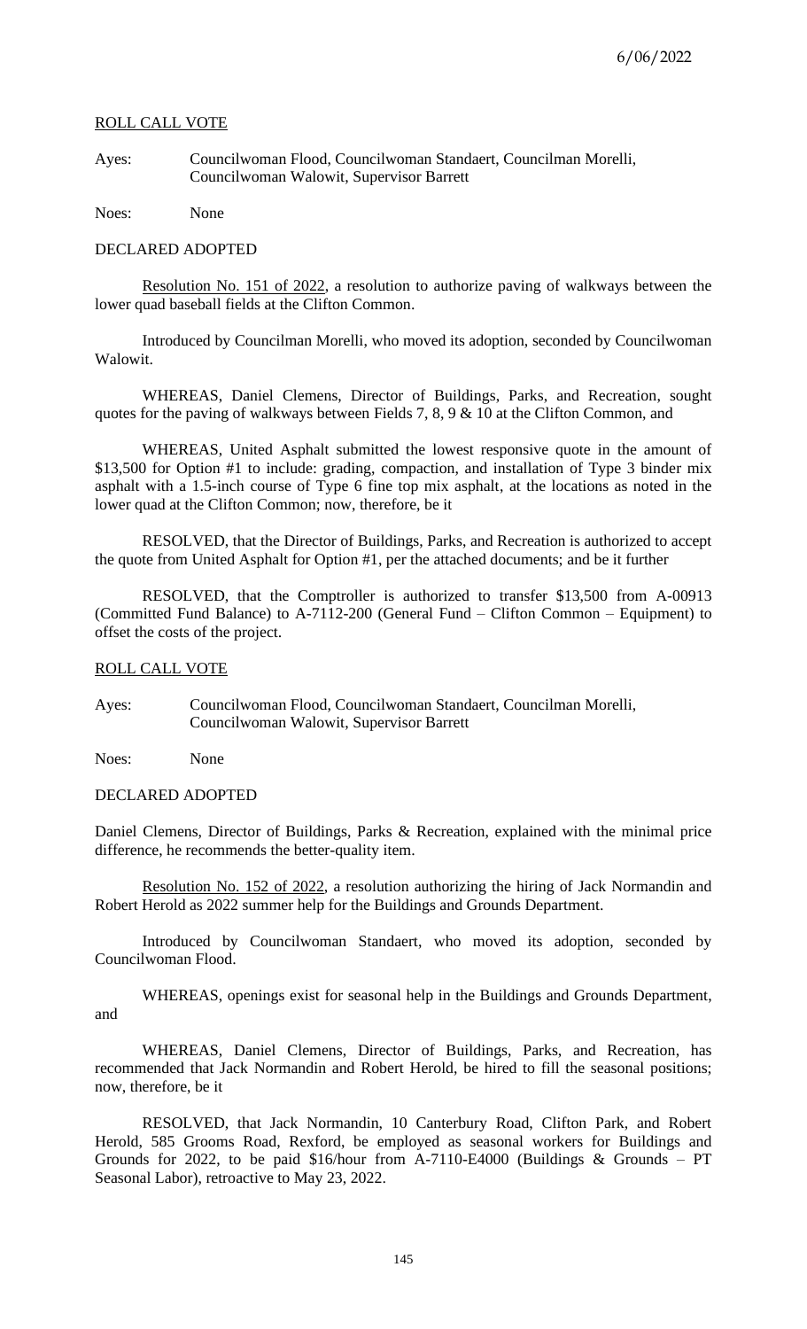ROLL CALL VOTE

Ayes: Councilwoman Flood, Councilwoman Standaert, Councilman Morelli, Councilwoman Walowit, Supervisor Barrett

Noes: None

DECLARED ADOPTED

Resolution No. 151 of 2022, a resolution to authorize paving of walkways between the lower quad baseball fields at the Clifton Common.

Introduced by Councilman Morelli, who moved its adoption, seconded by Councilwoman Walowit.

WHEREAS, Daniel Clemens, Director of Buildings, Parks, and Recreation, sought quotes for the paving of walkways between Fields 7, 8, 9 & 10 at the Clifton Common, and

WHEREAS, United Asphalt submitted the lowest responsive quote in the amount of $13,500 for Option #1 to include: grading, compaction, and installation of Type 3 binder mix asphalt with a 1.5-inch course of Type 6 fine top mix asphalt, at the locations as noted in the lower quad at the Clifton Common; now, therefore, be it

RESOLVED, that the Director of Buildings, Parks, and Recreation is authorized to accept the quote from United Asphalt for Option #1, per the attached documents; and be it further

RESOLVED, that the Comptroller is authorized to transfer $13,500 from A-00913 (Committed Fund Balance) to A-7112-200 (General Fund – Clifton Common – Equipment) to offset the costs of the project.

ROLL CALL VOTE

Ayes: Councilwoman Flood, Councilwoman Standaert, Councilman Morelli, Councilwoman Walowit, Supervisor Barrett

Noes: None

DECLARED ADOPTED

Daniel Clemens, Director of Buildings, Parks & Recreation, explained with the minimal price difference, he recommends the better-quality item.

Resolution No. 152 of 2022, a resolution authorizing the hiring of Jack Normandin and Robert Herold as 2022 summer help for the Buildings and Grounds Department.

Introduced by Councilwoman Standaert, who moved its adoption, seconded by Councilwoman Flood.

WHEREAS, openings exist for seasonal help in the Buildings and Grounds Department, and

WHEREAS, Daniel Clemens, Director of Buildings, Parks, and Recreation, has recommended that Jack Normandin and Robert Herold, be hired to fill the seasonal positions; now, therefore, be it

RESOLVED, that Jack Normandin, 10 Canterbury Road, Clifton Park, and Robert Herold, 585 Grooms Road, Rexford, be employed as seasonal workers for Buildings and Grounds for 2022, to be paid $16/hour from A-7110-E4000 (Buildings & Grounds – PT Seasonal Labor), retroactive to May 23, 2022.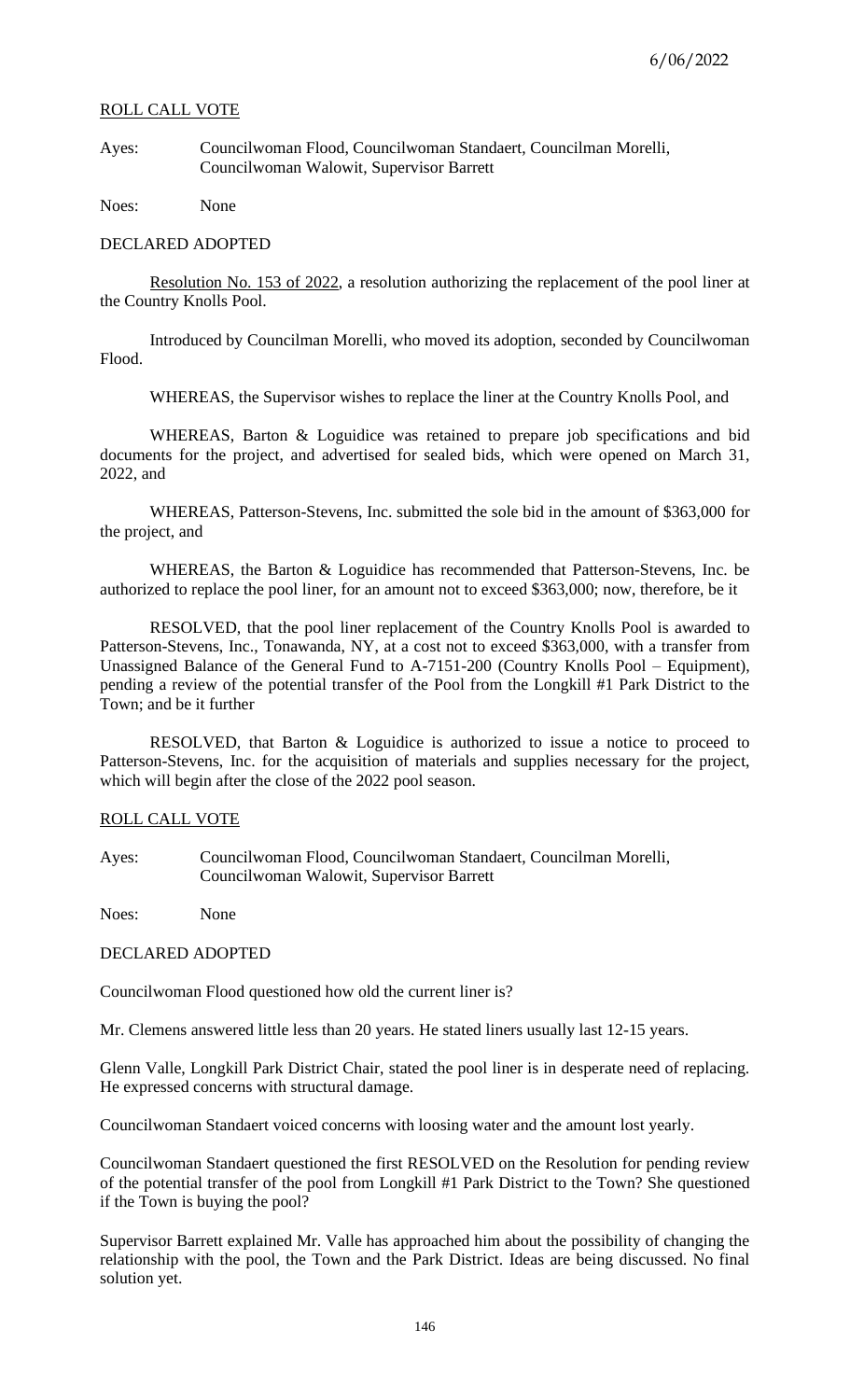ROLL CALL VOTE

Ayes: Councilwoman Flood, Councilwoman Standaert, Councilman Morelli, Councilwoman Walowit, Supervisor Barrett

Noes: None

DECLARED ADOPTED

Resolution No. 153 of 2022, a resolution authorizing the replacement of the pool liner at the Country Knolls Pool.

Introduced by Councilman Morelli, who moved its adoption, seconded by Councilwoman Flood.

WHEREAS, the Supervisor wishes to replace the liner at the Country Knolls Pool, and

WHEREAS, Barton & Loguidice was retained to prepare job specifications and bid documents for the project, and advertised for sealed bids, which were opened on March 31, 2022, and

WHEREAS, Patterson-Stevens, Inc. submitted the sole bid in the amount of $363,000 for the project, and

WHEREAS, the Barton & Loguidice has recommended that Patterson-Stevens, Inc. be authorized to replace the pool liner, for an amount not to exceed $363,000; now, therefore, be it

RESOLVED, that the pool liner replacement of the Country Knolls Pool is awarded to Patterson-Stevens, Inc., Tonawanda, NY, at a cost not to exceed $363,000, with a transfer from Unassigned Balance of the General Fund to A-7151-200 (Country Knolls Pool – Equipment), pending a review of the potential transfer of the Pool from the Longkill #1 Park District to the Town; and be it further

RESOLVED, that Barton & Loguidice is authorized to issue a notice to proceed to Patterson-Stevens, Inc. for the acquisition of materials and supplies necessary for the project, which will begin after the close of the 2022 pool season.

ROLL CALL VOTE

Ayes: Councilwoman Flood, Councilwoman Standaert, Councilman Morelli, Councilwoman Walowit, Supervisor Barrett

Noes: None

DECLARED ADOPTED

Councilwoman Flood questioned how old the current liner is?

Mr. Clemens answered little less than 20 years. He stated liners usually last 12-15 years.

Glenn Valle, Longkill Park District Chair, stated the pool liner is in desperate need of replacing. He expressed concerns with structural damage.

Councilwoman Standaert voiced concerns with loosing water and the amount lost yearly.

Councilwoman Standaert questioned the first RESOLVED on the Resolution for pending review of the potential transfer of the pool from Longkill #1 Park District to the Town? She questioned if the Town is buying the pool?

Supervisor Barrett explained Mr. Valle has approached him about the possibility of changing the relationship with the pool, the Town and the Park District. Ideas are being discussed. No final solution yet.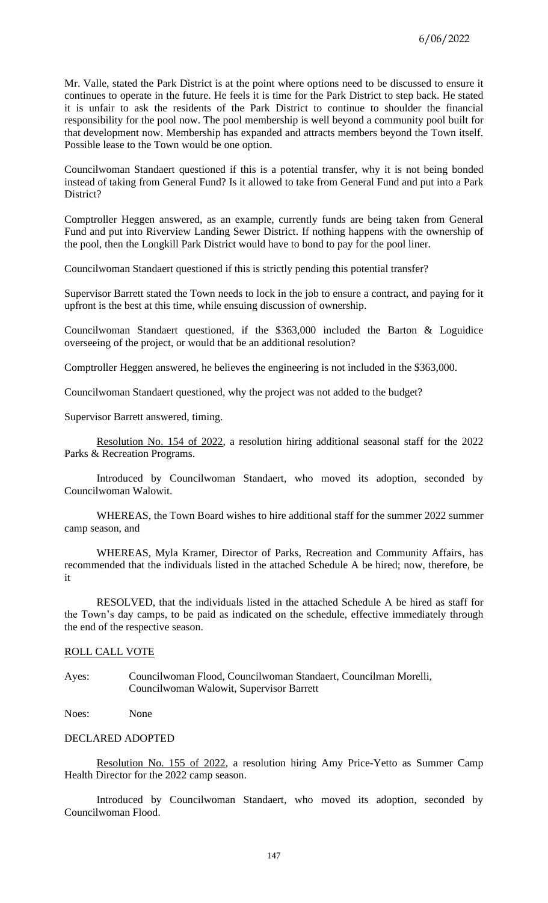Mr. Valle, stated the Park District is at the point where options need to be discussed to ensure it continues to operate in the future. He feels it is time for the Park District to step back. He stated it is unfair to ask the residents of the Park District to continue to shoulder the financial responsibility for the pool now. The pool membership is well beyond a community pool built for that development now. Membership has expanded and attracts members beyond the Town itself. Possible lease to the Town would be one option.

Councilwoman Standaert questioned if this is a potential transfer, why it is not being bonded instead of taking from General Fund? Is it allowed to take from General Fund and put into a Park District?

Comptroller Heggen answered, as an example, currently funds are being taken from General Fund and put into Riverview Landing Sewer District. If nothing happens with the ownership of the pool, then the Longkill Park District would have to bond to pay for the pool liner.

Councilwoman Standaert questioned if this is strictly pending this potential transfer?

Supervisor Barrett stated the Town needs to lock in the job to ensure a contract, and paying for it upfront is the best at this time, while ensuing discussion of ownership.

Councilwoman Standaert questioned, if the $363,000 included the Barton & Loguidice overseeing of the project, or would that be an additional resolution?

Comptroller Heggen answered, he believes the engineering is not included in the $363,000.

Councilwoman Standaert questioned, why the project was not added to the budget?

Supervisor Barrett answered, timing.

Resolution No. 154 of 2022, a resolution hiring additional seasonal staff for the 2022 Parks & Recreation Programs.

Introduced by Councilwoman Standaert, who moved its adoption, seconded by Councilwoman Walowit.

WHEREAS, the Town Board wishes to hire additional staff for the summer 2022 summer camp season, and

WHEREAS, Myla Kramer, Director of Parks, Recreation and Community Affairs, has recommended that the individuals listed in the attached Schedule A be hired; now, therefore, be it

RESOLVED, that the individuals listed in the attached Schedule A be hired as staff for the Town's day camps, to be paid as indicated on the schedule, effective immediately through the end of the respective season.

ROLL CALL VOTE

Ayes: Councilwoman Flood, Councilwoman Standaert, Councilman Morelli, Councilwoman Walowit, Supervisor Barrett

Noes: None

DECLARED ADOPTED

Resolution No. 155 of 2022, a resolution hiring Amy Price-Yetto as Summer Camp Health Director for the 2022 camp season.

Introduced by Councilwoman Standaert, who moved its adoption, seconded by Councilwoman Flood.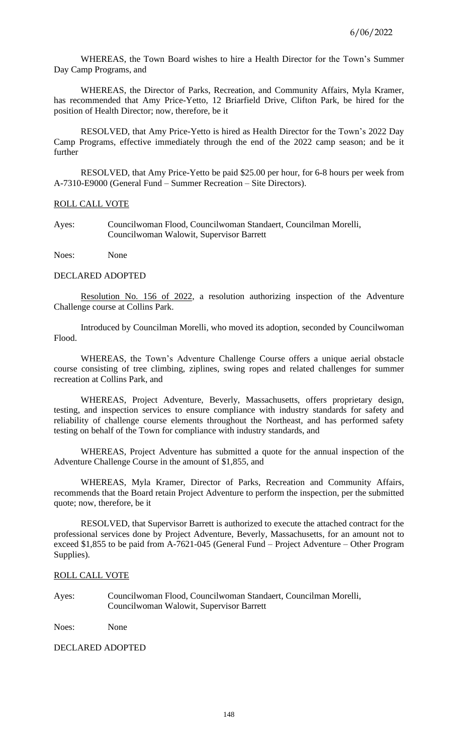WHEREAS, the Town Board wishes to hire a Health Director for the Town's Summer Day Camp Programs, and

WHEREAS, the Director of Parks, Recreation, and Community Affairs, Myla Kramer, has recommended that Amy Price-Yetto, 12 Briarfield Drive, Clifton Park, be hired for the position of Health Director; now, therefore, be it

RESOLVED, that Amy Price-Yetto is hired as Health Director for the Town's 2022 Day Camp Programs, effective immediately through the end of the 2022 camp season; and be it further

RESOLVED, that Amy Price-Yetto be paid $25.00 per hour, for 6-8 hours per week from A-7310-E9000 (General Fund – Summer Recreation – Site Directors).

ROLL CALL VOTE

Ayes: Councilwoman Flood, Councilwoman Standaert, Councilman Morelli, Councilwoman Walowit, Supervisor Barrett

Noes: None

DECLARED ADOPTED

Resolution No. 156 of 2022, a resolution authorizing inspection of the Adventure Challenge course at Collins Park.

Introduced by Councilman Morelli, who moved its adoption, seconded by Councilwoman Flood.

WHEREAS, the Town's Adventure Challenge Course offers a unique aerial obstacle course consisting of tree climbing, ziplines, swing ropes and related challenges for summer recreation at Collins Park, and

WHEREAS, Project Adventure, Beverly, Massachusetts, offers proprietary design, testing, and inspection services to ensure compliance with industry standards for safety and reliability of challenge course elements throughout the Northeast, and has performed safety testing on behalf of the Town for compliance with industry standards, and

WHEREAS, Project Adventure has submitted a quote for the annual inspection of the Adventure Challenge Course in the amount of $1,855, and

WHEREAS, Myla Kramer, Director of Parks, Recreation and Community Affairs, recommends that the Board retain Project Adventure to perform the inspection, per the submitted quote; now, therefore, be it

RESOLVED, that Supervisor Barrett is authorized to execute the attached contract for the professional services done by Project Adventure, Beverly, Massachusetts, for an amount not to exceed $1,855 to be paid from A-7621-045 (General Fund – Project Adventure – Other Program Supplies).

ROLL CALL VOTE

Ayes: Councilwoman Flood, Councilwoman Standaert, Councilman Morelli, Councilwoman Walowit, Supervisor Barrett

Noes: None

DECLARED ADOPTED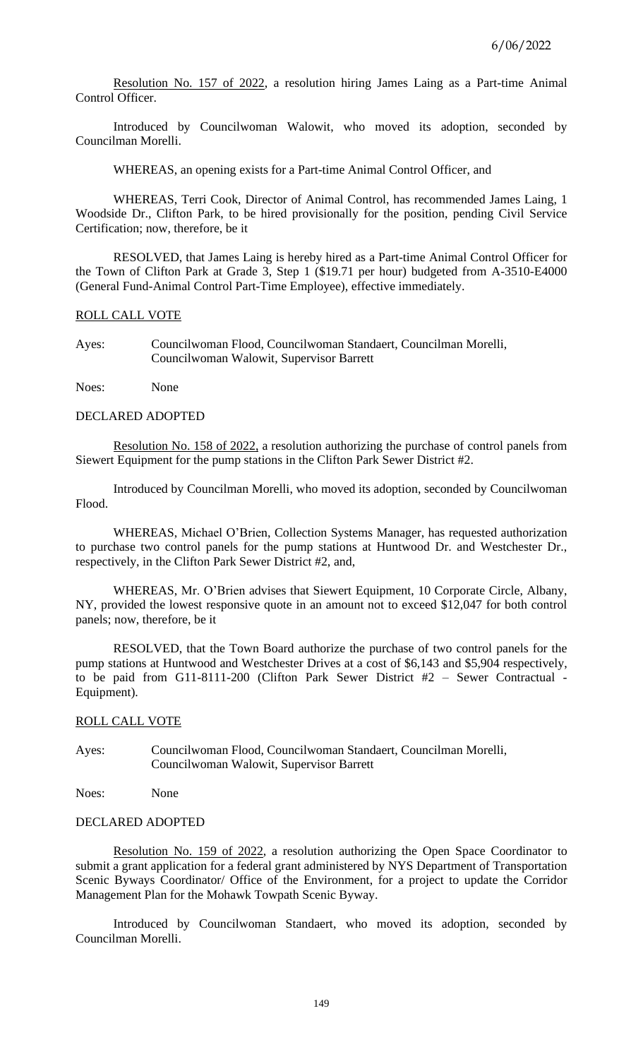Resolution No. 157 of 2022, a resolution hiring James Laing as a Part-time Animal Control Officer.

Introduced by Councilwoman Walowit, who moved its adoption, seconded by Councilman Morelli.

WHEREAS, an opening exists for a Part-time Animal Control Officer, and

WHEREAS, Terri Cook, Director of Animal Control, has recommended James Laing, 1 Woodside Dr., Clifton Park, to be hired provisionally for the position, pending Civil Service Certification; now, therefore, be it

RESOLVED, that James Laing is hereby hired as a Part-time Animal Control Officer for the Town of Clifton Park at Grade 3, Step 1 ($19.71 per hour) budgeted from A-3510-E4000 (General Fund-Animal Control Part-Time Employee), effective immediately.

ROLL CALL VOTE

Ayes: Councilwoman Flood, Councilwoman Standaert, Councilman Morelli, Councilwoman Walowit, Supervisor Barrett

Noes: None

DECLARED ADOPTED

Resolution No. 158 of 2022, a resolution authorizing the purchase of control panels from Siewert Equipment for the pump stations in the Clifton Park Sewer District #2.

Introduced by Councilman Morelli, who moved its adoption, seconded by Councilwoman Flood.

WHEREAS, Michael O'Brien, Collection Systems Manager, has requested authorization to purchase two control panels for the pump stations at Huntwood Dr. and Westchester Dr., respectively, in the Clifton Park Sewer District #2, and,

WHEREAS, Mr. O'Brien advises that Siewert Equipment, 10 Corporate Circle, Albany, NY, provided the lowest responsive quote in an amount not to exceed $12,047 for both control panels; now, therefore, be it

RESOLVED, that the Town Board authorize the purchase of two control panels for the pump stations at Huntwood and Westchester Drives at a cost of $6,143 and $5,904 respectively, to be paid from G11-8111-200 (Clifton Park Sewer District #2 – Sewer Contractual - Equipment).

ROLL CALL VOTE

Ayes: Councilwoman Flood, Councilwoman Standaert, Councilman Morelli, Councilwoman Walowit, Supervisor Barrett

Noes: None

DECLARED ADOPTED

Resolution No. 159 of 2022, a resolution authorizing the Open Space Coordinator to submit a grant application for a federal grant administered by NYS Department of Transportation Scenic Byways Coordinator/ Office of the Environment, for a project to update the Corridor Management Plan for the Mohawk Towpath Scenic Byway.

Introduced by Councilwoman Standaert, who moved its adoption, seconded by Councilman Morelli.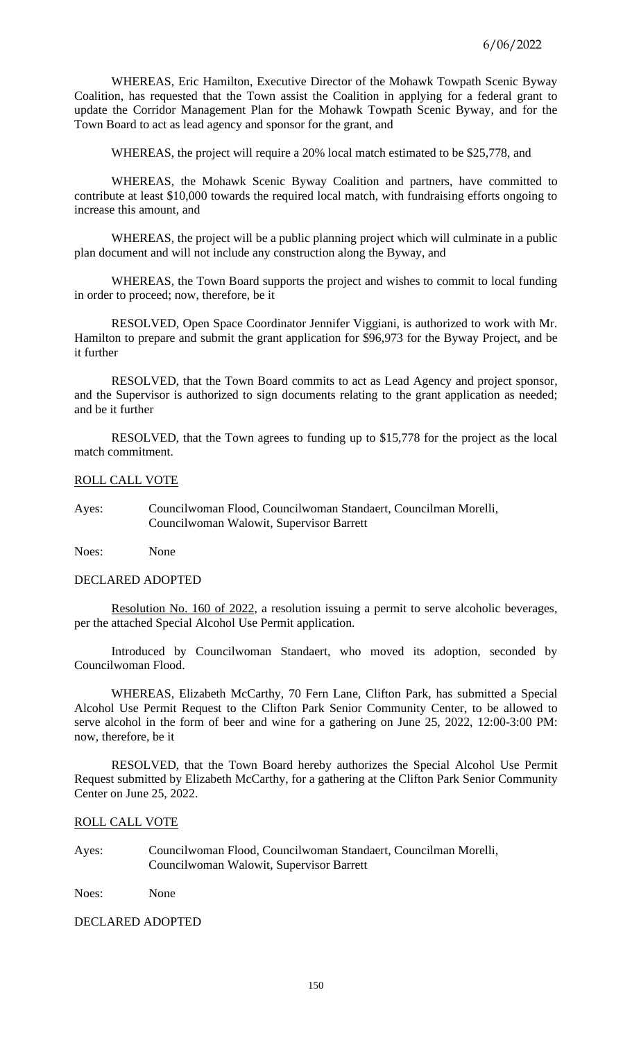WHEREAS, Eric Hamilton, Executive Director of the Mohawk Towpath Scenic Byway Coalition, has requested that the Town assist the Coalition in applying for a federal grant to update the Corridor Management Plan for the Mohawk Towpath Scenic Byway, and for the Town Board to act as lead agency and sponsor for the grant, and

WHEREAS, the project will require a 20% local match estimated to be $25,778, and

WHEREAS, the Mohawk Scenic Byway Coalition and partners, have committed to contribute at least $10,000 towards the required local match, with fundraising efforts ongoing to increase this amount, and

WHEREAS, the project will be a public planning project which will culminate in a public plan document and will not include any construction along the Byway, and

WHEREAS, the Town Board supports the project and wishes to commit to local funding in order to proceed; now, therefore, be it

RESOLVED, Open Space Coordinator Jennifer Viggiani, is authorized to work with Mr. Hamilton to prepare and submit the grant application for $96,973 for the Byway Project, and be it further

RESOLVED, that the Town Board commits to act as Lead Agency and project sponsor, and the Supervisor is authorized to sign documents relating to the grant application as needed; and be it further

RESOLVED, that the Town agrees to funding up to $15,778 for the project as the local match commitment.

ROLL CALL VOTE

Ayes: Councilwoman Flood, Councilwoman Standaert, Councilman Morelli, Councilwoman Walowit, Supervisor Barrett

Noes: None

DECLARED ADOPTED

Resolution No. 160 of 2022, a resolution issuing a permit to serve alcoholic beverages, per the attached Special Alcohol Use Permit application.

Introduced by Councilwoman Standaert, who moved its adoption, seconded by Councilwoman Flood.

WHEREAS, Elizabeth McCarthy, 70 Fern Lane, Clifton Park, has submitted a Special Alcohol Use Permit Request to the Clifton Park Senior Community Center, to be allowed to serve alcohol in the form of beer and wine for a gathering on June 25, 2022, 12:00-3:00 PM: now, therefore, be it

RESOLVED, that the Town Board hereby authorizes the Special Alcohol Use Permit Request submitted by Elizabeth McCarthy, for a gathering at the Clifton Park Senior Community Center on June 25, 2022.

ROLL CALL VOTE

Ayes: Councilwoman Flood, Councilwoman Standaert, Councilman Morelli, Councilwoman Walowit, Supervisor Barrett

Noes: None

DECLARED ADOPTED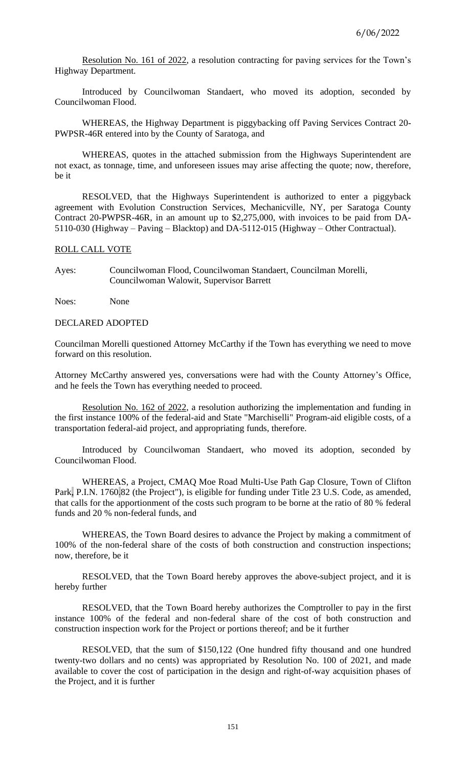Resolution No. 161 of 2022, a resolution contracting for paving services for the Town's Highway Department.

Introduced by Councilwoman Standaert, who moved its adoption, seconded by Councilwoman Flood.

WHEREAS, the Highway Department is piggybacking off Paving Services Contract 20-PWPSR-46R entered into by the County of Saratoga, and

WHEREAS, quotes in the attached submission from the Highways Superintendent are not exact, as tonnage, time, and unforeseen issues may arise affecting the quote; now, therefore, be it

RESOLVED, that the Highways Superintendent is authorized to enter a piggyback agreement with Evolution Construction Services, Mechanicville, NY, per Saratoga County Contract 20-PWPSR-46R, in an amount up to $2,275,000, with invoices to be paid from DA-5110-030 (Highway – Paving – Blacktop) and DA-5112-015 (Highway – Other Contractual).

ROLL CALL VOTE

Ayes: Councilwoman Flood, Councilwoman Standaert, Councilman Morelli, Councilwoman Walowit, Supervisor Barrett

Noes: None

DECLARED ADOPTED

Councilman Morelli questioned Attorney McCarthy if the Town has everything we need to move forward on this resolution.

Attorney McCarthy answered yes, conversations were had with the County Attorney's Office, and he feels the Town has everything needed to proceed.

Resolution No. 162 of 2022, a resolution authorizing the implementation and funding in the first instance 100% of the federal-aid and State "Marchiselli" Program-aid eligible costs, of a transportation federal-aid project, and appropriating funds, therefore.

Introduced by Councilwoman Standaert, who moved its adoption, seconded by Councilwoman Flood.

WHEREAS, a Project, CMAQ Moe Road Multi-Use Path Gap Closure, Town of Clifton Park, P.I.N. 1760.82 (the Project"), is eligible for funding under Title 23 U.S. Code, as amended, that calls for the apportionment of the costs such program to be borne at the ratio of 80 % federal funds and 20 % non-federal funds, and

WHEREAS, the Town Board desires to advance the Project by making a commitment of 100% of the non-federal share of the costs of both construction and construction inspections; now, therefore, be it

RESOLVED, that the Town Board hereby approves the above-subject project, and it is hereby further

RESOLVED, that the Town Board hereby authorizes the Comptroller to pay in the first instance 100% of the federal and non-federal share of the cost of both construction and construction inspection work for the Project or portions thereof; and be it further

RESOLVED, that the sum of $150,122 (One hundred fifty thousand and one hundred twenty-two dollars and no cents) was appropriated by Resolution No. 100 of 2021, and made available to cover the cost of participation in the design and right-of-way acquisition phases of the Project, and it is further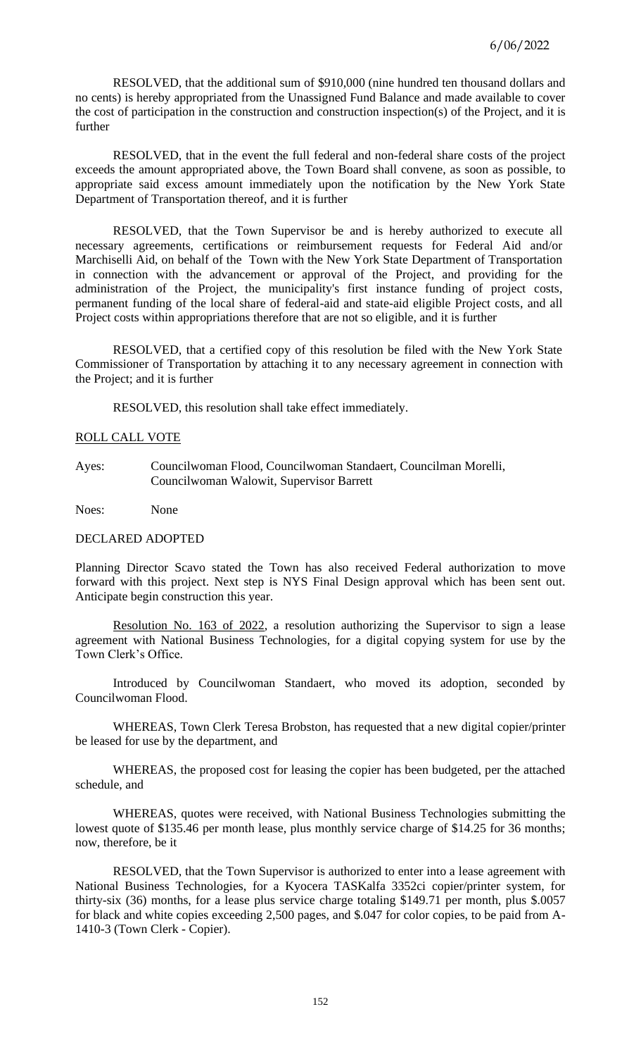RESOLVED, that the additional sum of $910,000 (nine hundred ten thousand dollars and no cents) is hereby appropriated from the Unassigned Fund Balance and made available to cover the cost of participation in the construction and construction inspection(s) of the Project, and it is further

RESOLVED, that in the event the full federal and non-federal share costs of the project exceeds the amount appropriated above, the Town Board shall convene, as soon as possible, to appropriate said excess amount immediately upon the notification by the New York State Department of Transportation thereof, and it is further

RESOLVED, that the Town Supervisor be and is hereby authorized to execute all necessary agreements, certifications or reimbursement requests for Federal Aid and/or Marchiselli Aid, on behalf of the Town with the New York State Department of Transportation in connection with the advancement or approval of the Project, and providing for the administration of the Project, the municipality's first instance funding of project costs, permanent funding of the local share of federal-aid and state-aid eligible Project costs, and all Project costs within appropriations therefore that are not so eligible, and it is further

RESOLVED, that a certified copy of this resolution be filed with the New York State Commissioner of Transportation by attaching it to any necessary agreement in connection with the Project; and it is further

RESOLVED, this resolution shall take effect immediately.

ROLL CALL VOTE

Ayes: Councilwoman Flood, Councilwoman Standaert, Councilman Morelli, Councilwoman Walowit, Supervisor Barrett

Noes: None

DECLARED ADOPTED

Planning Director Scavo stated the Town has also received Federal authorization to move forward with this project. Next step is NYS Final Design approval which has been sent out. Anticipate begin construction this year.

Resolution No. 163 of 2022, a resolution authorizing the Supervisor to sign a lease agreement with National Business Technologies, for a digital copying system for use by the Town Clerk's Office.

Introduced by Councilwoman Standaert, who moved its adoption, seconded by Councilwoman Flood.

WHEREAS, Town Clerk Teresa Brobston, has requested that a new digital copier/printer be leased for use by the department, and

WHEREAS, the proposed cost for leasing the copier has been budgeted, per the attached schedule, and

WHEREAS, quotes were received, with National Business Technologies submitting the lowest quote of $135.46 per month lease, plus monthly service charge of $14.25 for 36 months; now, therefore, be it

RESOLVED, that the Town Supervisor is authorized to enter into a lease agreement with National Business Technologies, for a Kyocera TASKalfa 3352ci copier/printer system, for thirty-six (36) months, for a lease plus service charge totaling $149.71 per month, plus $.0057 for black and white copies exceeding 2,500 pages, and $.047 for color copies, to be paid from A-1410-3 (Town Clerk - Copier).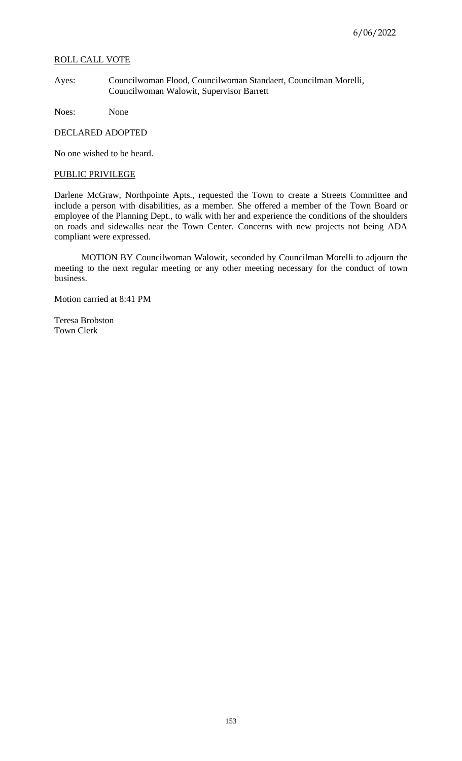6/06/2022

ROLL CALL VOTE

Ayes: Councilwoman Flood, Councilwoman Standaert, Councilman Morelli, Councilwoman Walowit, Supervisor Barrett

Noes: None

DECLARED ADOPTED

No one wished to be heard.

PUBLIC PRIVILEGE

Darlene McGraw, Northpointe Apts., requested the Town to create a Streets Committee and include a person with disabilities, as a member. She offered a member of the Town Board or employee of the Planning Dept., to walk with her and experience the conditions of the shoulders on roads and sidewalks near the Town Center. Concerns with new projects not being ADA compliant were expressed.

MOTION BY Councilwoman Walowit, seconded by Councilman Morelli to adjourn the meeting to the next regular meeting or any other meeting necessary for the conduct of town business.

Motion carried at 8:41 PM

Teresa Brobston
Town Clerk